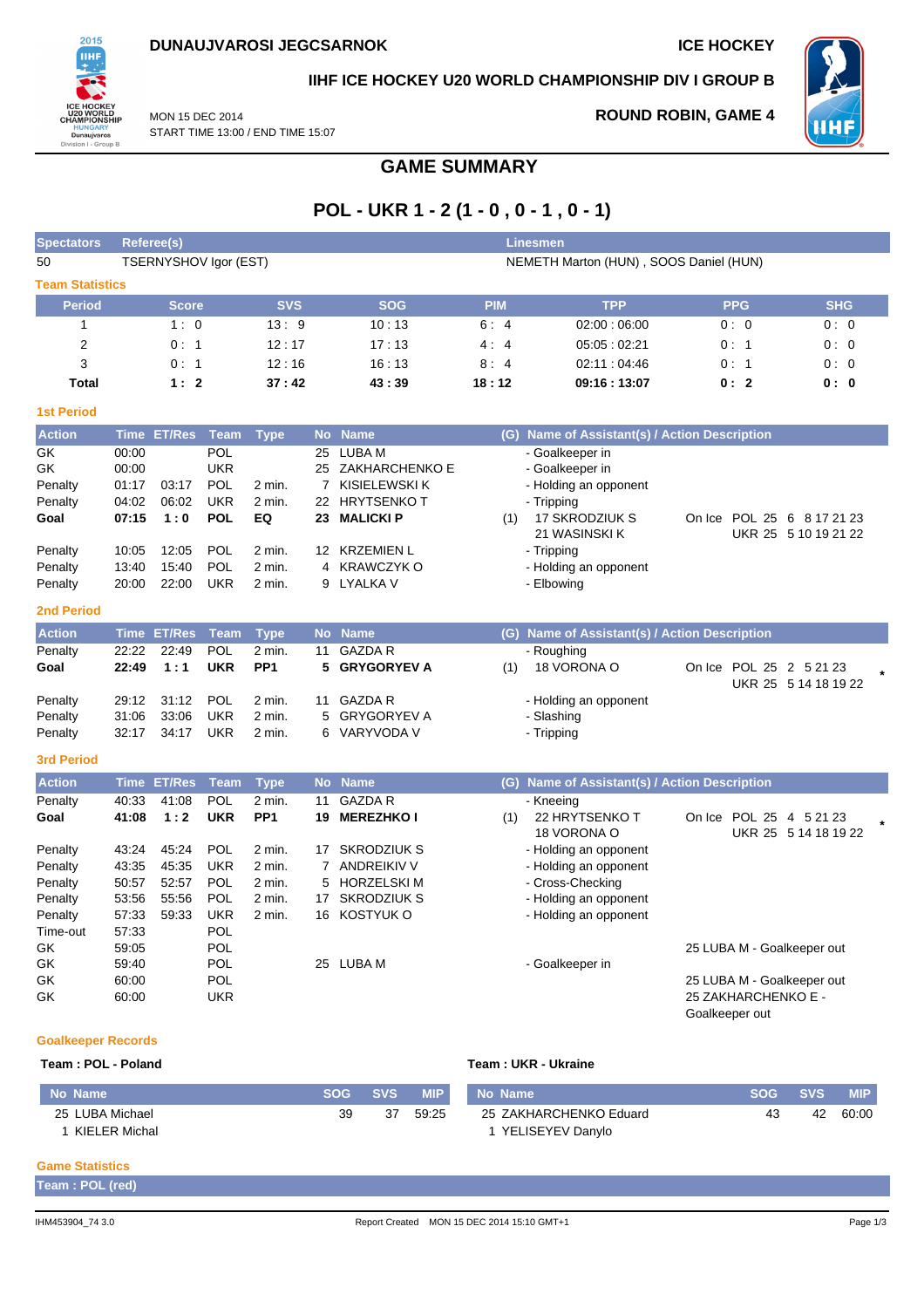**DUNAUJVAROSI JEGCSARNOK** | **ICE HOCKEY**

**IIHF ICE HOCKEY U20 WORLD CHAMPIONSHIP DIV I GROUP B**

MON 15 DEC 2014
START TIME 13:00 / END TIME 15:07

**ROUND ROBIN, GAME 4**

# GAME SUMMARY

## POL - UKR 1 - 2 (1 - 0 , 0 - 1 , 0 - 1)

| Spectators | Referee(s) | Linesmen |
|---|---|---|
| 50 | TSERNYSHOV Igor (EST) | NEMETH Marton (HUN) , SOOS Daniel (HUN) |

### Team Statistics

| Period | Score | SVS | SOG | PIM | TPP | PPG | SHG |
|---|---|---|---|---|---|---|---|
| 1 | 1 : 0 | 13 : 9 | 10 : 13 | 6 : 4 | 02:00 : 06:00 | 0 : 0 | 0 : 0 |
| 2 | 0 : 1 | 12 : 17 | 17 : 13 | 4 : 4 | 05:05 : 02:21 | 0 : 1 | 0 : 0 |
| 3 | 0 : 1 | 12 : 16 | 16 : 13 | 8 : 4 | 02:11 : 04:46 | 0 : 1 | 0 : 0 |
| **Total** | **1 : 2** | **37 : 42** | **43 : 39** | **18 : 12** | **09:16 : 13:07** | **0 : 2** | **0 : 0** |

### 1st Period

| Action | Time | ET/Res | Team | Type | No | Name | (G) | Name of Assistant(s) / Action Description | |
|---|---|---|---|---|---|---|---|---|---|
| GK | 00:00 | | POL | | 25 | LUBA M | | - Goalkeeper in | |
| GK | 00:00 | | UKR | | 25 | ZAKHARCHENKO E | | - Goalkeeper in | |
| Penalty | 01:17 | 03:17 | POL | 2 min. | 7 | KISIELEWSKI K | | - Holding an opponent | |
| Penalty | 04:02 | 06:02 | UKR | 2 min. | 22 | HRYTSENKO T | | - Tripping | |
| **Goal** | **07:15** | **1 : 0** | **POL** | **EQ** | **23** | **MALICKI P** | (1) | 17 SKRODZIUK S<br>21 WASINSKI K | On Ice POL 25 6 8 17 21 23<br>UKR 25 5 10 19 21 22 |
| Penalty | 10:05 | 12:05 | POL | 2 min. | 12 | KRZEMIEN L | | - Tripping | |
| Penalty | 13:40 | 15:40 | POL | 2 min. | 4 | KRAWCZYK O | | - Holding an opponent | |
| Penalty | 20:00 | 22:00 | UKR | 2 min. | 9 | LYALKA V | | - Elbowing | |

### 2nd Period

| Action | Time | ET/Res | Team | Type | No | Name | (G) | Name of Assistant(s) / Action Description | |
|---|---|---|---|---|---|---|---|---|---|
| Penalty | 22:22 | 22:49 | POL | 2 min. | 11 | GAZDA R | | - Roughing | |
| **Goal** | **22:49** | **1 : 1** | **UKR** | **PP1** | **5** | **GRYGORYEV A** | (1) | 18 VORONA O | On Ice POL 25 2 5 21 23<br>UKR 25 5 14 18 19 22 * |
| Penalty | 29:12 | 31:12 | POL | 2 min. | 11 | GAZDA R | | - Holding an opponent | |
| Penalty | 31:06 | 33:06 | UKR | 2 min. | 5 | GRYGORYEV A | | - Slashing | |
| Penalty | 32:17 | 34:17 | UKR | 2 min. | 6 | VARYVODA V | | - Tripping | |

### 3rd Period

| Action | Time | ET/Res | Team | Type | No | Name | (G) | Name of Assistant(s) / Action Description | |
|---|---|---|---|---|---|---|---|---|---|
| Penalty | 40:33 | 41:08 | POL | 2 min. | 11 | GAZDA R | | - Kneeing | |
| **Goal** | **41:08** | **1 : 2** | **UKR** | **PP1** | **19** | **MEREZHKO I** | (1) | 22 HRYTSENKO T<br>18 VORONA O | On Ice POL 25 4 5 21 23<br>UKR 25 5 14 18 19 22 * |
| Penalty | 43:24 | 45:24 | POL | 2 min. | 17 | SKRODZIUK S | | - Holding an opponent | |
| Penalty | 43:35 | 45:35 | UKR | 2 min. | 7 | ANDREIKIV V | | - Holding an opponent | |
| Penalty | 50:57 | 52:57 | POL | 2 min. | 5 | HORZELSKI M | | - Cross-Checking | |
| Penalty | 53:56 | 55:56 | POL | 2 min. | 17 | SKRODZIUK S | | - Holding an opponent | |
| Penalty | 57:33 | 59:33 | UKR | 2 min. | 16 | KOSTYUK O | | - Holding an opponent | |
| Time-out | 57:33 | | POL | | | | | | |
| GK | 59:05 | | POL | | | | | | 25 LUBA M - Goalkeeper out |
| GK | 59:40 | | POL | | 25 | LUBA M | | - Goalkeeper in | |
| GK | 60:00 | | POL | | | | | | 25 LUBA M - Goalkeeper out |
| GK | 60:00 | | UKR | | | | | | 25 ZAKHARCHENKO E - Goalkeeper out |

### Goalkeeper Records

**Team : POL - Poland**

| No | Name | SOG | SVS | MIP |
|---|---|---|---|---|
| 25 | LUBA Michael | 39 | 37 | 59:25 |
| 1 | KIELER Michal | | | |

**Team : UKR - Ukraine**

| No | Name | SOG | SVS | MIP |
|---|---|---|---|---|
| 25 | ZAKHARCHENKO Eduard | 43 | 42 | 60:00 |
| 1 | YELISEYEV Danylo | | | |

### Game Statistics

**Team : POL (red)**

IHM453904_74 3.0 | Report Created MON 15 DEC 2014 15:10 GMT+1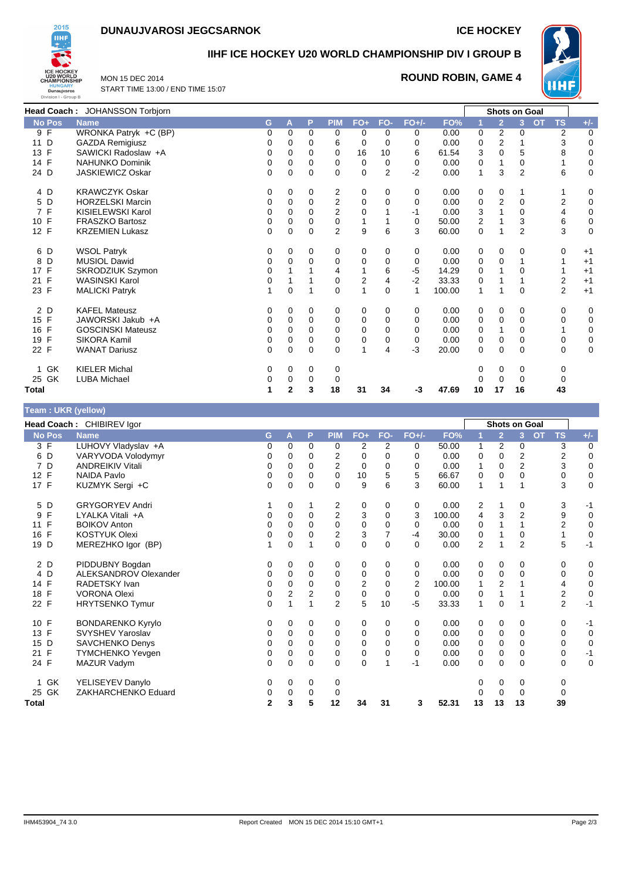**DUNAUJVAROSI JEGCSARNOK** — **ICE HOCKEY**

## IIHF ICE HOCKEY U20 WORLD CHAMPIONSHIP DIV I GROUP B

MON 15 DEC 2014
START TIME 13:00 / END TIME 15:07

**ROUND ROBIN, GAME 4**

**Head Coach :** JOHANSSON Torbjorn

| No | Pos | Name | G | A | P | PIM | FO+ | FO- | FO+/- | FO% | Shots on Goal 1 | 2 | 3 | OT | TS | +/- |
|---|---|---|---|---|---|---|---|---|---|---|---|---|---|---|---|---|
| 9 | F | WRONKA Patryk +C (BP) | 0 | 0 | 0 | 0 | 0 | 0 | 0 | 0.00 | 0 | 2 | 0 | | 2 | 0 |
| 11 | D | GAZDA Remigiusz | 0 | 0 | 0 | 6 | 0 | 0 | 0 | 0.00 | 0 | 2 | 1 | | 3 | 0 |
| 13 | F | SAWICKI Radoslaw +A | 0 | 0 | 0 | 0 | 16 | 10 | 6 | 61.54 | 3 | 0 | 5 | | 8 | 0 |
| 14 | F | NAHUNKO Dominik | 0 | 0 | 0 | 0 | 0 | 0 | 0 | 0.00 | 0 | 1 | 0 | | 1 | 0 |
| 24 | D | JASKIEWICZ Oskar | 0 | 0 | 0 | 0 | 0 | 2 | -2 | 0.00 | 1 | 3 | 2 | | 6 | 0 |
| 4 | D | KRAWCZYK Oskar | 0 | 0 | 0 | 2 | 0 | 0 | 0 | 0.00 | 0 | 0 | 1 | | 1 | 0 |
| 5 | D | HORZELSKI Marcin | 0 | 0 | 0 | 2 | 0 | 0 | 0 | 0.00 | 0 | 2 | 0 | | 2 | 0 |
| 7 | F | KISIELEWSKI Karol | 0 | 0 | 0 | 2 | 0 | 1 | -1 | 0.00 | 3 | 1 | 0 | | 4 | 0 |
| 10 | F | FRASZKO Bartosz | 0 | 0 | 0 | 0 | 1 | 1 | 0 | 50.00 | 2 | 1 | 3 | | 6 | 0 |
| 12 | F | KRZEMIEN Lukasz | 0 | 0 | 0 | 2 | 9 | 6 | 3 | 60.00 | 0 | 1 | 2 | | 3 | 0 |
| 6 | D | WSOL Patryk | 0 | 0 | 0 | 0 | 0 | 0 | 0 | 0.00 | 0 | 0 | 0 | | 0 | +1 |
| 8 | D | MUSIOL Dawid | 0 | 0 | 0 | 0 | 0 | 0 | 0 | 0.00 | 0 | 0 | 1 | | 1 | +1 |
| 17 | F | SKRODZIUK Szymon | 0 | 1 | 1 | 4 | 1 | 6 | -5 | 14.29 | 0 | 1 | 0 | | 1 | +1 |
| 21 | F | WASINSKI Karol | 0 | 1 | 1 | 0 | 2 | 4 | -2 | 33.33 | 0 | 1 | 1 | | 2 | +1 |
| 23 | F | MALICKI Patryk | 1 | 0 | 1 | 0 | 1 | 0 | 1 | 100.00 | 1 | 1 | 0 | | 2 | +1 |
| 2 | D | KAFEL Mateusz | 0 | 0 | 0 | 0 | 0 | 0 | 0 | 0.00 | 0 | 0 | 0 | | 0 | 0 |
| 15 | F | JAWORSKI Jakub +A | 0 | 0 | 0 | 0 | 0 | 0 | 0 | 0.00 | 0 | 0 | 0 | | 0 | 0 |
| 16 | F | GOSCINSKI Mateusz | 0 | 0 | 0 | 0 | 0 | 0 | 0 | 0.00 | 0 | 1 | 0 | | 1 | 0 |
| 19 | F | SIKORA Kamil | 0 | 0 | 0 | 0 | 0 | 0 | 0 | 0.00 | 0 | 0 | 0 | | 0 | 0 |
| 22 | F | WANAT Dariusz | 0 | 0 | 0 | 0 | 1 | 4 | -3 | 20.00 | 0 | 0 | 0 | | 0 | 0 |
| 1 | GK | KIELER Michal | 0 | 0 | 0 | 0 | | | | | 0 | 0 | 0 | | 0 | |
| 25 | GK | LUBA Michael | 0 | 0 | 0 | 0 | | | | | 0 | 0 | 0 | | 0 | |
| **Total** | | | **1** | **2** | **3** | **18** | **31** | **34** | **-3** | **47.69** | **10** | **17** | **16** | | **43** | |

**Team : UKR (yellow)**

**Head Coach :** CHIBIREV Igor

| No | Pos | Name | G | A | P | PIM | FO+ | FO- | FO+/- | FO% | Shots on Goal 1 | 2 | 3 | OT | TS | +/- |
|---|---|---|---|---|---|---|---|---|---|---|---|---|---|---|---|---|
| 3 | F | LUHOVY Vladyslav +A | 0 | 0 | 0 | 0 | 2 | 2 | 0 | 50.00 | 1 | 2 | 0 | | 3 | 0 |
| 6 | D | VARYVODA Volodymyr | 0 | 0 | 0 | 2 | 0 | 0 | 0 | 0.00 | 0 | 0 | 2 | | 2 | 0 |
| 7 | D | ANDREIKIV Vitali | 0 | 0 | 0 | 2 | 0 | 0 | 0 | 0.00 | 1 | 0 | 2 | | 3 | 0 |
| 12 | F | NAIDA Pavlo | 0 | 0 | 0 | 0 | 10 | 5 | 5 | 66.67 | 0 | 0 | 0 | | 0 | 0 |
| 17 | F | KUZMYK Sergi +C | 0 | 0 | 0 | 0 | 9 | 6 | 3 | 60.00 | 1 | 1 | 1 | | 3 | 0 |
| 5 | D | GRYGORYEV Andri | 1 | 0 | 1 | 2 | 0 | 0 | 0 | 0.00 | 2 | 1 | 0 | | 3 | -1 |
| 9 | F | LYALKA Vitali +A | 0 | 0 | 0 | 2 | 3 | 0 | 3 | 100.00 | 4 | 3 | 2 | | 9 | 0 |
| 11 | F | BOIKOV Anton | 0 | 0 | 0 | 0 | 0 | 0 | 0 | 0.00 | 0 | 1 | 1 | | 2 | 0 |
| 16 | F | KOSTYUK Olexi | 0 | 0 | 0 | 2 | 3 | 7 | -4 | 30.00 | 0 | 1 | 0 | | 1 | 0 |
| 19 | D | MEREZHKO Igor (BP) | 1 | 0 | 1 | 0 | 0 | 0 | 0 | 0.00 | 2 | 1 | 2 | | 5 | -1 |
| 2 | D | PIDDUBNY Bogdan | 0 | 0 | 0 | 0 | 0 | 0 | 0 | 0.00 | 0 | 0 | 0 | | 0 | 0 |
| 4 | D | ALEKSANDROV Olexander | 0 | 0 | 0 | 0 | 0 | 0 | 0 | 0.00 | 0 | 0 | 0 | | 0 | 0 |
| 14 | F | RADETSKY Ivan | 0 | 0 | 0 | 0 | 2 | 0 | 2 | 100.00 | 1 | 2 | 1 | | 4 | 0 |
| 18 | F | VORONA Olexi | 0 | 2 | 2 | 0 | 0 | 0 | 0 | 0.00 | 0 | 1 | 1 | | 2 | 0 |
| 22 | F | HRYTSENKO Tymur | 0 | 1 | 1 | 2 | 5 | 10 | -5 | 33.33 | 1 | 0 | 1 | | 2 | -1 |
| 10 | F | BONDARENKO Kyrylo | 0 | 0 | 0 | 0 | 0 | 0 | 0 | 0.00 | 0 | 0 | 0 | | 0 | -1 |
| 13 | F | SVYSHEV Yaroslav | 0 | 0 | 0 | 0 | 0 | 0 | 0 | 0.00 | 0 | 0 | 0 | | 0 | 0 |
| 15 | D | SAVCHENKO Denys | 0 | 0 | 0 | 0 | 0 | 0 | 0 | 0.00 | 0 | 0 | 0 | | 0 | 0 |
| 21 | F | TYMCHENKO Yevgen | 0 | 0 | 0 | 0 | 0 | 0 | 0 | 0.00 | 0 | 0 | 0 | | 0 | -1 |
| 24 | F | MAZUR Vadym | 0 | 0 | 0 | 0 | 0 | 1 | -1 | 0.00 | 0 | 0 | 0 | | 0 | 0 |
| 1 | GK | YELISEYEV Danylo | 0 | 0 | 0 | 0 | | | | | 0 | 0 | 0 | | 0 | |
| 25 | GK | ZAKHARCHENKO Eduard | 0 | 0 | 0 | 0 | | | | | 0 | 0 | 0 | | 0 | |
| **Total** | | | **2** | **3** | **5** | **12** | **34** | **31** | **3** | **52.31** | **13** | **13** | **13** | | **39** | |

IHM453904_74 3.0 — Report Created MON 15 DEC 2014 15:10 GMT+1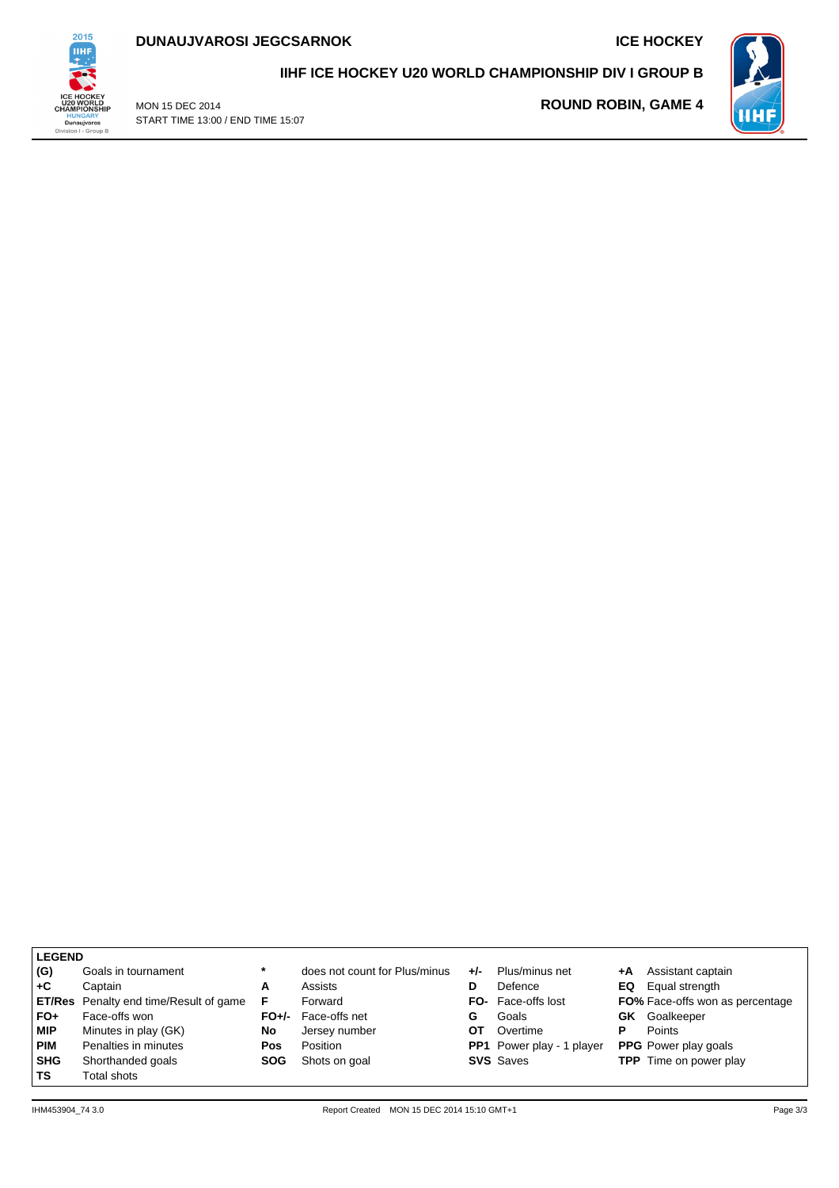## LEGEND

| | | | | | | | |
|---|---|---|---|---|---|---|---|
| **(G)** | Goals in tournament | **\*** | does not count for Plus/minus | **+/-** | Plus/minus net | **+A** | Assistant captain |
| **+C** | Captain | **A** | Assists | **D** | Defence | **EQ** | Equal strength |
| **ET/Res** | Penalty end time/Result of game | **F** | Forward | **FO-** | Face-offs lost | **FO%** | Face-offs won as percentage |
| **FO+** | Face-offs won | **FO+/-** | Face-offs net | **G** | Goals | **GK** | Goalkeeper |
| **MIP** | Minutes in play (GK) | **No** | Jersey number | **OT** | Overtime | **P** | Points |
| **PIM** | Penalties in minutes | **Pos** | Position | **PP1** | Power play - 1 player | **PPG** | Power play goals |
| **SHG** | Shorthanded goals | **SOG** | Shots on goal | **SVS** | Saves | **TPP** | Time on power play |
| **TS** | Total shots | | | | | | |